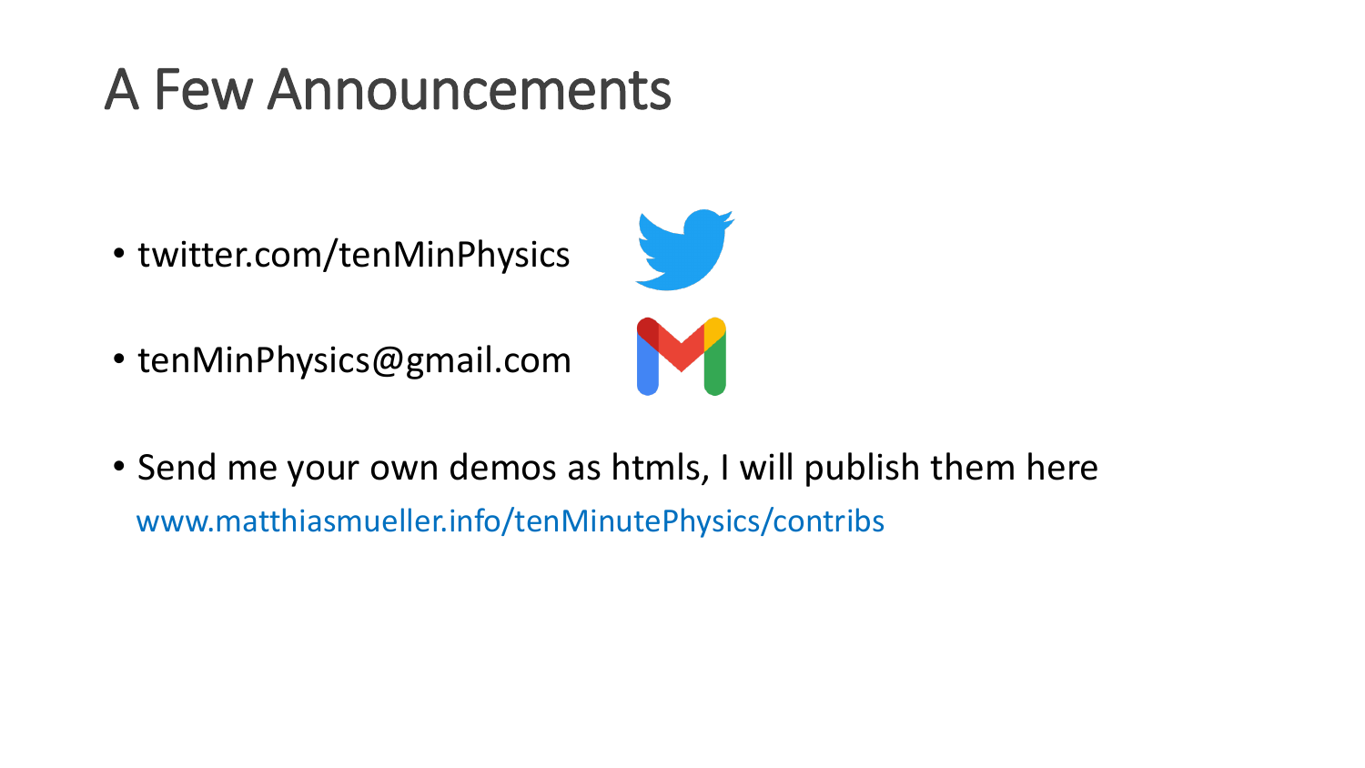# A Few Announcements

- twitter.com/tenMinPhysics
- tenMinPhysics@gmail.com
- Send me your own demos as htmls, I will publish them here
  www.matthiasmueller.info/tenMinutePhysics/contribs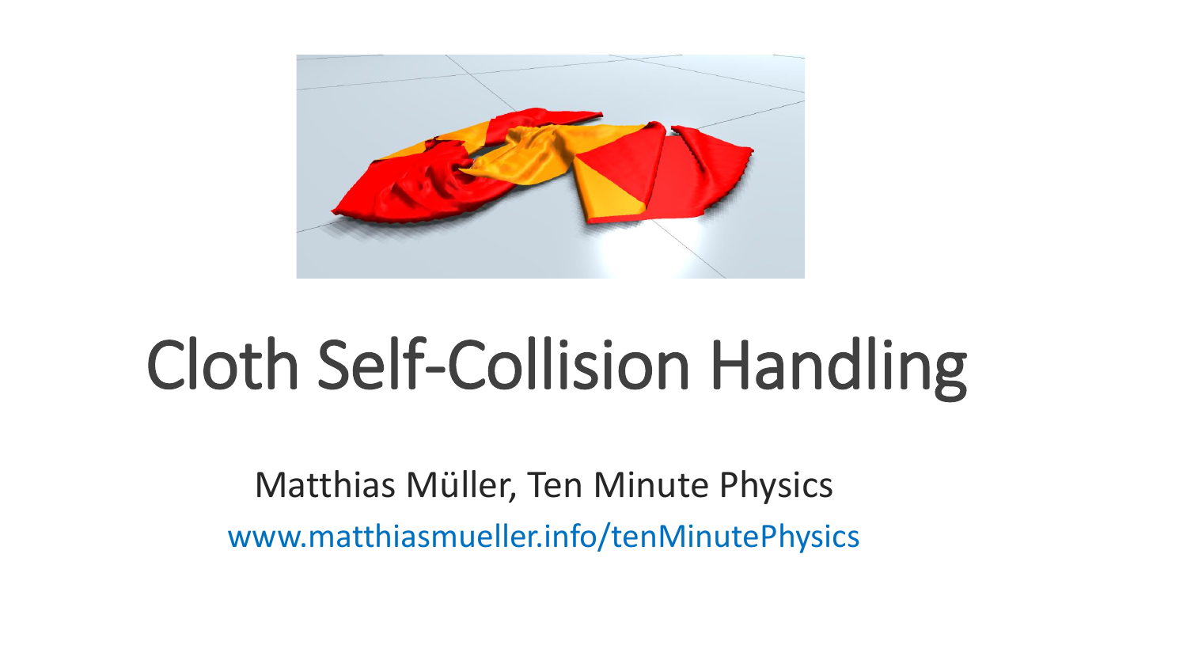# Cloth Self-Collision Handling

Matthias Müller, Ten Minute Physics

www.matthiasmueller.info/tenMinutePhysics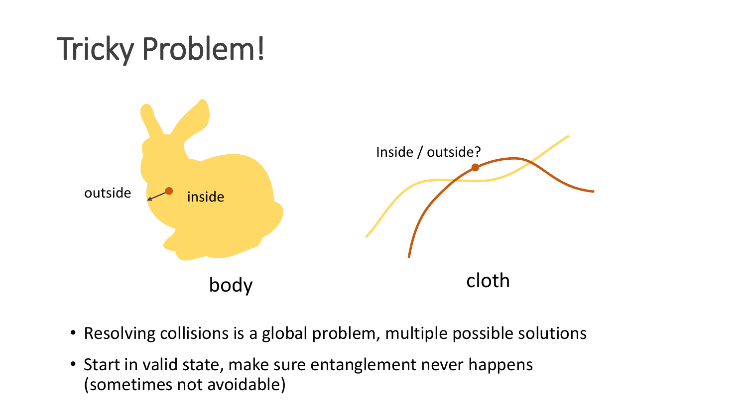# Tricky Problem!

outside

inside

body

Inside / outside?

cloth

- Resolving collisions is a global problem, multiple possible solutions
- Start in valid state, make sure entanglement never happens (sometimes not avoidable)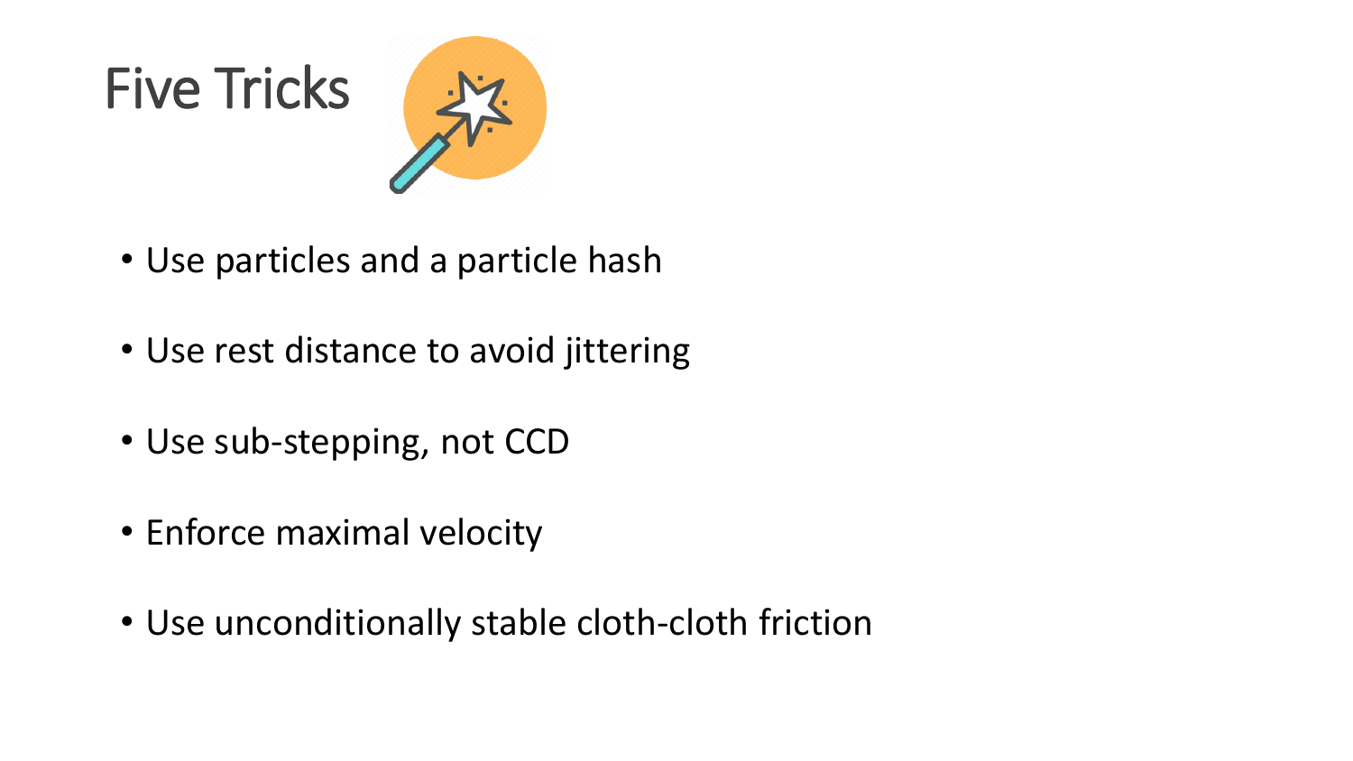# Five Tricks

- Use particles and a particle hash
- Use rest distance to avoid jittering
- Use sub-stepping, not CCD
- Enforce maximal velocity
- Use unconditionally stable cloth-cloth friction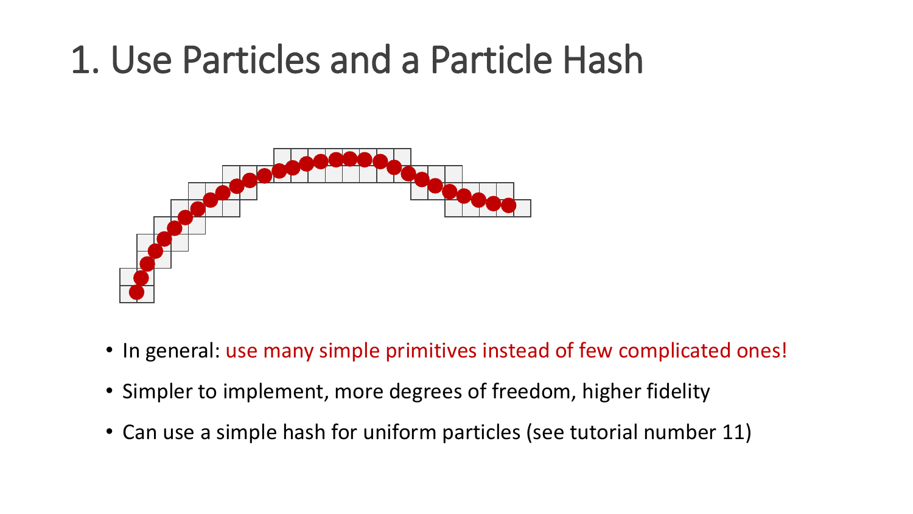# 1. Use Particles and a Particle Hash

- In general: use many simple primitives instead of few complicated ones!
- Simpler to implement, more degrees of freedom, higher fidelity
- Can use a simple hash for uniform particles (see tutorial number 11)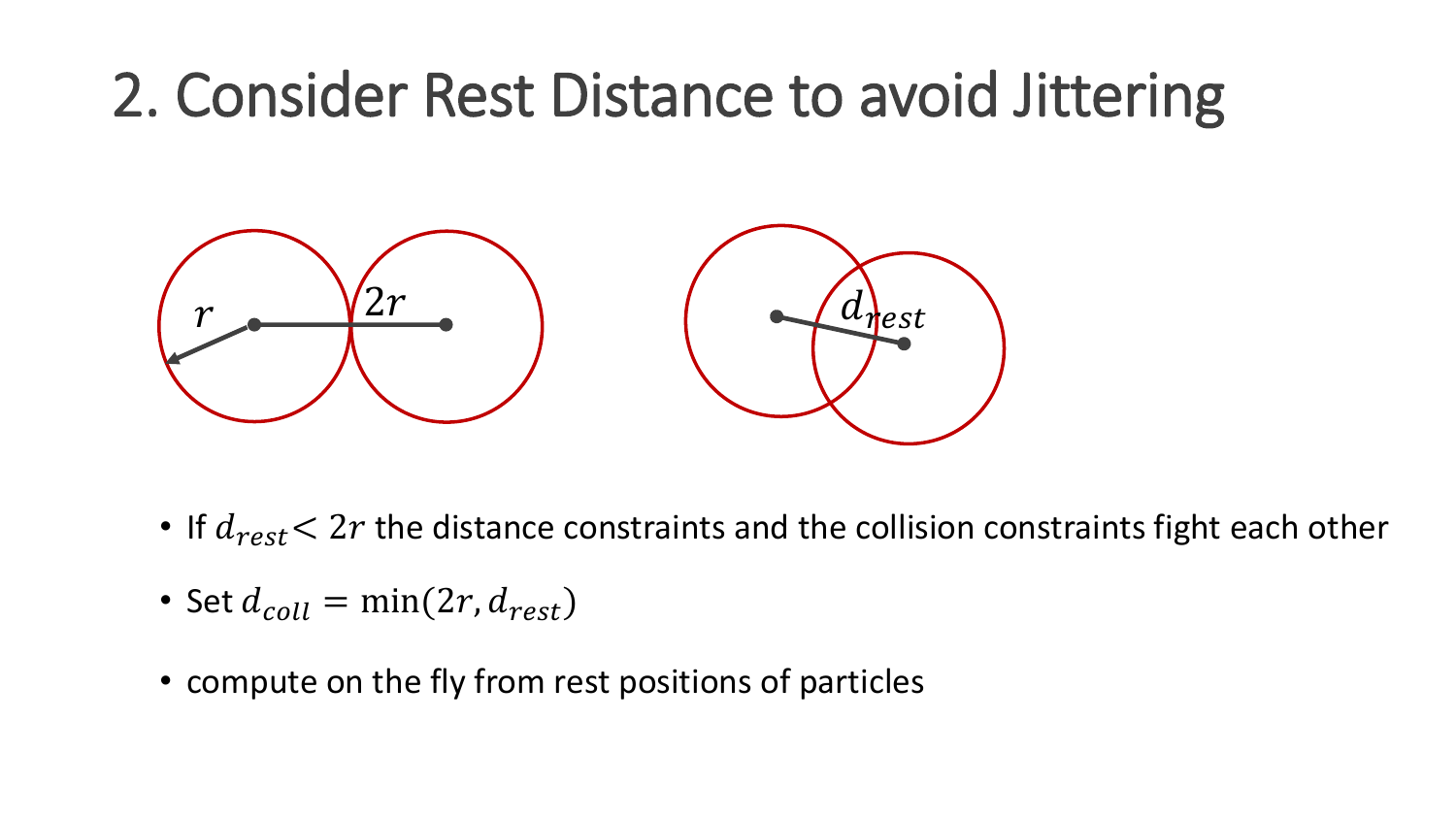# 2. Consider Rest Distance to avoid Jittering

- If $d_{rest} < 2r$ the distance constraints and the collision constraints fight each other
- Set $d_{coll} = \min(2r, d_{rest})$
- compute on the fly from rest positions of particles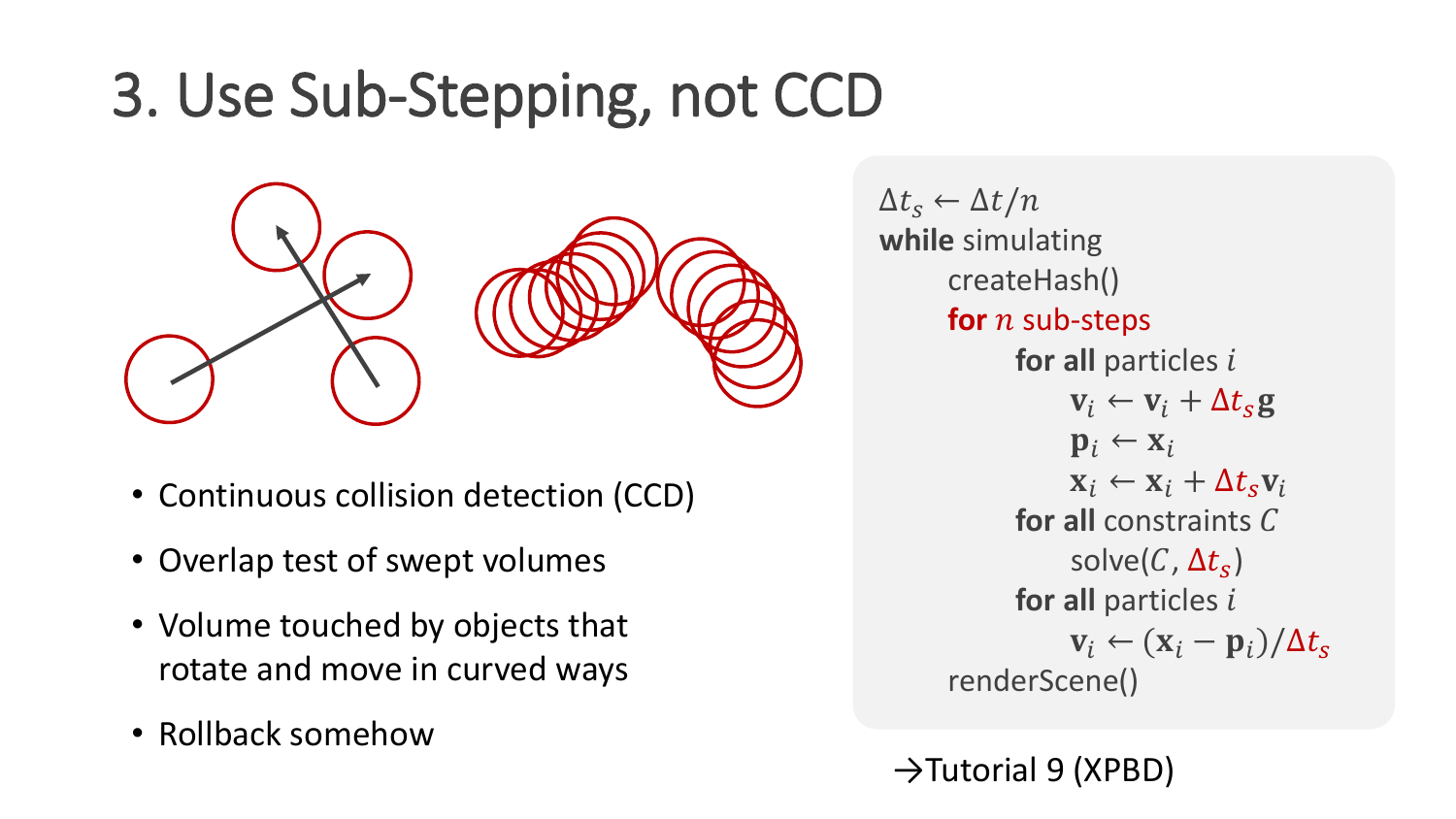# 3. Use Sub-Stepping, not CCD

- Continuous collision detection (CCD)
- Overlap test of swept volumes
- Volume touched by objects that rotate and move in curved ways
- Rollback somehow

$\Delta t_s \leftarrow \Delta t / n$
**while** simulating
  createHash()
  **for** $n$ sub-steps
    **for all** particles $i$
      $\mathbf{v}_i \leftarrow \mathbf{v}_i + \Delta t_s \mathbf{g}$
      $\mathbf{p}_i \leftarrow \mathbf{x}_i$
      $\mathbf{x}_i \leftarrow \mathbf{x}_i + \Delta t_s \mathbf{v}_i$
    **for all** constraints $C$
      solve($C$, $\Delta t_s$)
    **for all** particles $i$
      $\mathbf{v}_i \leftarrow (\mathbf{x}_i - \mathbf{p}_i) / \Delta t_s$
  renderScene()

→Tutorial 9 (XPBD)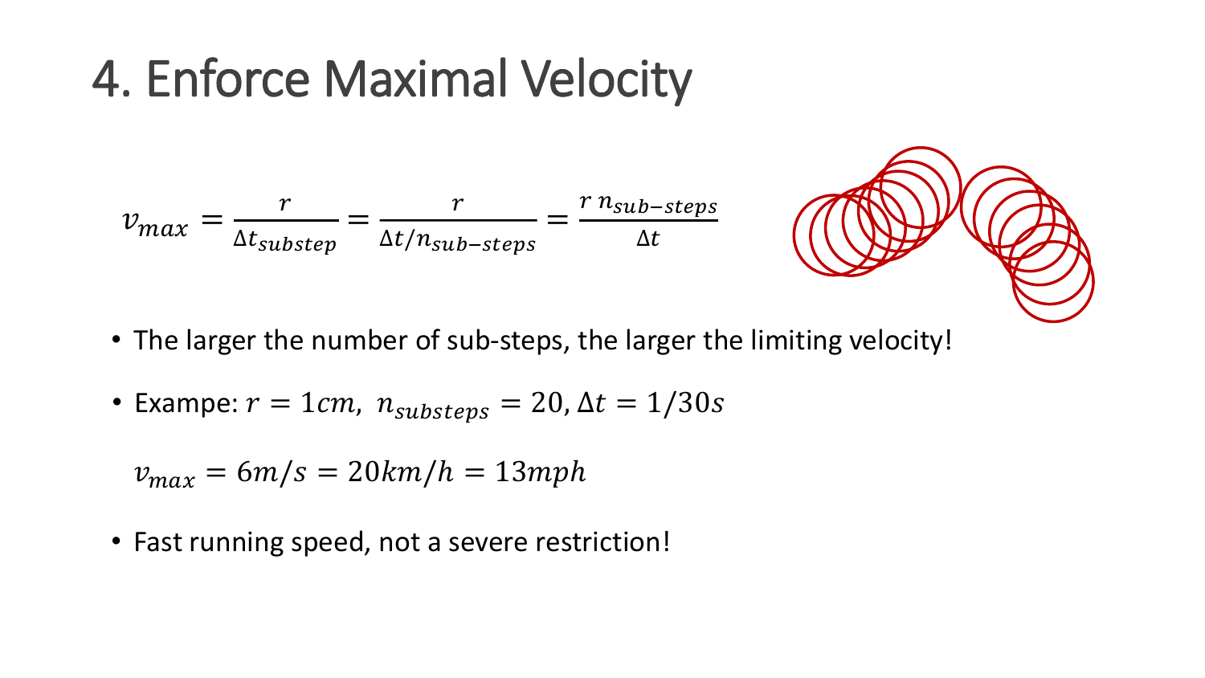# 4. Enforce Maximal Velocity

$$v_{max} = \frac{r}{\Delta t_{substep}} = \frac{r}{\Delta t / n_{sub-steps}} = \frac{r \, n_{sub-steps}}{\Delta t}$$

- The larger the number of sub-steps, the larger the limiting velocity!
- Exampe: $r = 1cm,\ n_{substeps} = 20, \Delta t = 1/30s$

  $v_{max} = 6m/s = 20km/h = 13mph$

- Fast running speed, not a severe restriction!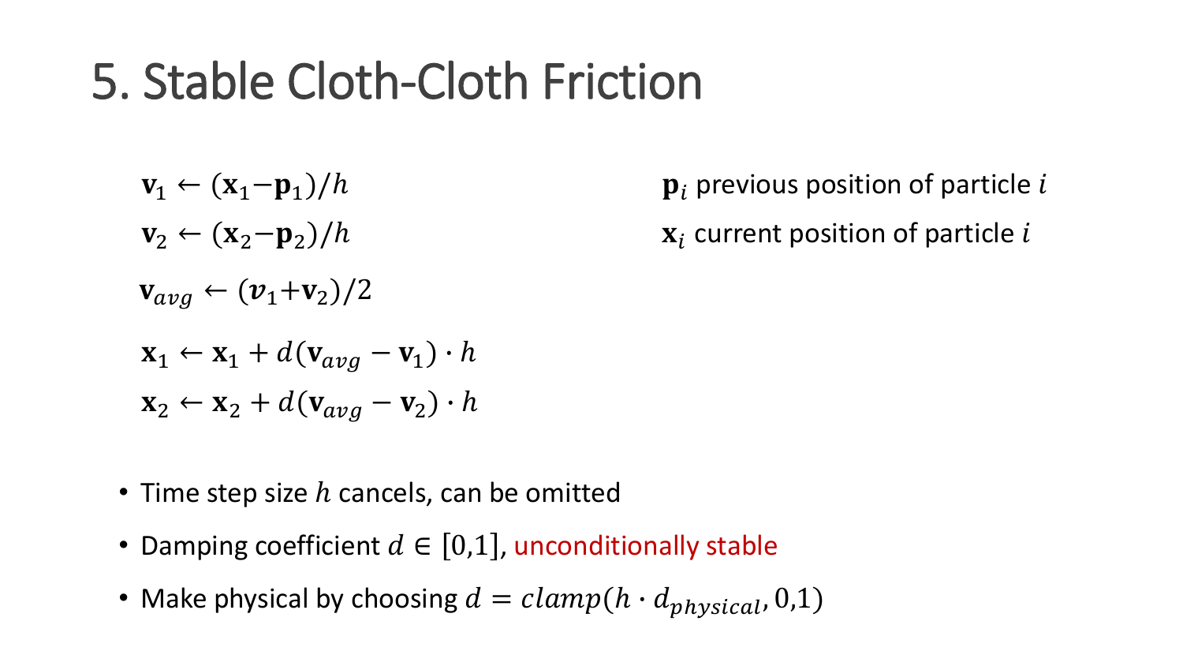# 5. Stable Cloth-Cloth Friction

$$\mathbf{v}_1 \leftarrow (\mathbf{x}_1 - \mathbf{p}_1)/h$$

$$\mathbf{v}_2 \leftarrow (\mathbf{x}_2 - \mathbf{p}_2)/h$$

$$\mathbf{v}_{avg} \leftarrow (\boldsymbol{v}_1 + \mathbf{v}_2)/2$$

$$\mathbf{x}_1 \leftarrow \mathbf{x}_1 + d(\mathbf{v}_{avg} - \mathbf{v}_1) \cdot h$$

$$\mathbf{x}_2 \leftarrow \mathbf{x}_2 + d(\mathbf{v}_{avg} - \mathbf{v}_2) \cdot h$$

$\mathbf{p}_i$ previous position of particle $i$

$\mathbf{x}_i$ current position of particle $i$

- Time step size $h$ cancels, can be omitted
- Damping coefficient $d \in [0,1]$, unconditionally stable
- Make physical by choosing $d = clamp(h \cdot d_{physical}, 0,1)$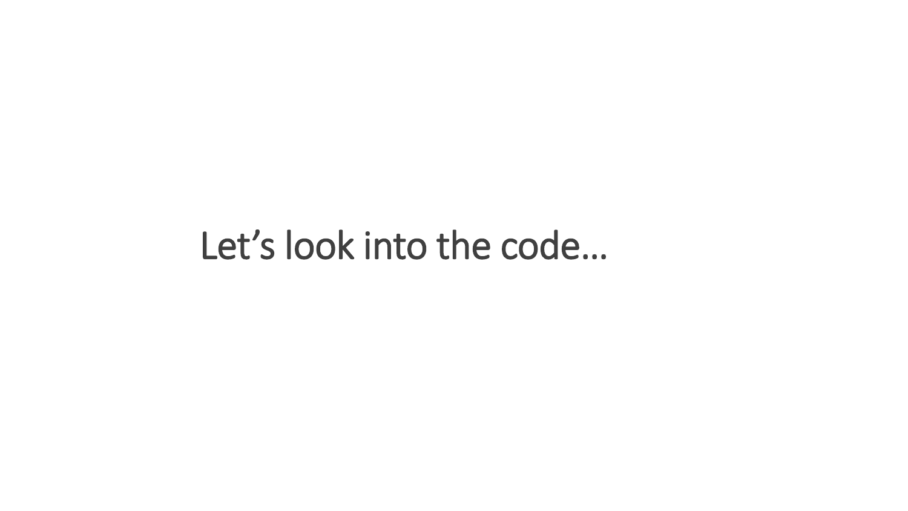Let’s look into the code…